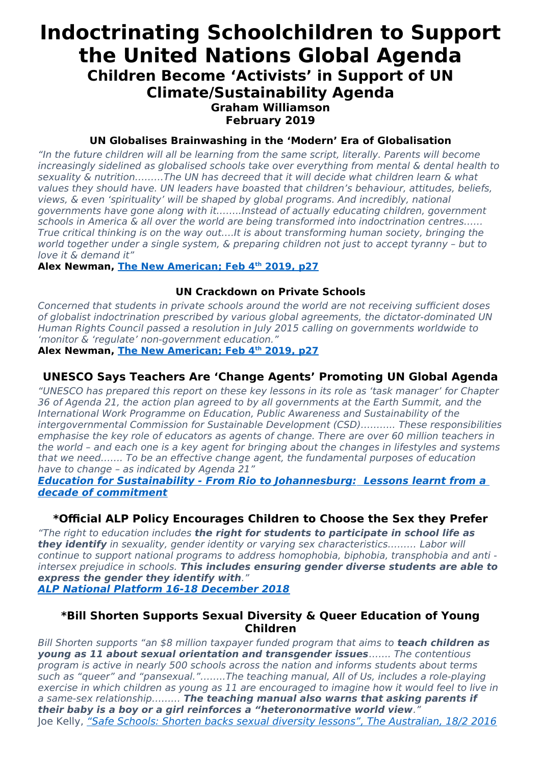# Indoctrinating Schoolchildren to Support the United Nations Global Agenda

## Children Become 'Activists' in Support of UN Climate/Sustainability Agenda

### Graham Williamson
### February 2019

#### UN Globalises Brainwashing in the 'Modern' Era of Globalisation

*"In the future children will all be learning from the same script, literally. Parents will become increasingly sidelined as globalised schools take over everything from mental & dental health to sexuality & nutrition………The UN has decreed that it will decide what children learn & what values they should have. UN leaders have boasted that children's behaviour, attitudes, beliefs, views, & even 'spirituality' will be shaped by global programs. And incredibly, national governments have gone along with it……..Instead of actually educating children, government schools in America & all over the world are being transformed into indoctrination centres…… True critical thinking is on the way out….It is about transforming human society, bringing the world together under a single system, & preparing children not just to accept tyranny – but to love it & demand it"*

**Alex Newman, [The New American; Feb 4th 2019, p27]**

#### UN Crackdown on Private Schools

*Concerned that students in private schools around the world are not receiving sufficient doses of globalist indoctrination prescribed by various global agreements, the dictator-dominated UN Human Rights Council passed a resolution in July 2015 calling on governments worldwide to 'monitor & 'regulate' non-government education."*

**Alex Newman, [The New American; Feb 4th 2019, p27]**

### UNESCO Says Teachers Are 'Change Agents' Promoting UN Global Agenda

*"UNESCO has prepared this report on these key lessons in its role as 'task manager' for Chapter 36 of Agenda 21, the action plan agreed to by all governments at the Earth Summit, and the International Work Programme on Education, Public Awareness and Sustainability of the intergovernmental Commission for Sustainable Development (CSD)……….. These responsibilities emphasise the key role of educators as agents of change. There are over 60 million teachers in the world – and each one is a key agent for bringing about the changes in lifestyles and systems that we need……. To be an effective change agent, the fundamental purposes of education have to change – as indicated by Agenda 21"*

***[Education for Sustainability - From Rio to Johannesburg: Lessons learnt from a decade of commitment]***

### *Official ALP Policy Encourages Children to Choose the Sex they Prefer

*"The right to education includes **the right for students to participate in school life as they identify** in sexuality, gender identity or varying sex characteristics……… Labor will continue to support national programs to address homophobia, biphobia, transphobia and anti - intersex prejudice in schools. **This includes ensuring gender diverse students are able to express the gender they identify with**."*

***[ALP National Platform 16-18 December 2018]***

### *Bill Shorten Supports Sexual Diversity & Queer Education of Young Children

*Bill Shorten supports "an $8 million taxpayer funded program that aims to **teach children as young as 11 about sexual orientation and transgender issues**……. The contentious program is active in nearly 500 schools across the nation and informs students about terms such as "queer" and "pansexual."……..The teaching manual, All of Us, includes a role-playing exercise in which children as young as 11 are encouraged to imagine how it would feel to live in a same-sex relationship……… **The teaching manual also warns that asking parents if their baby is a boy or a girl reinforces a "heteronormative world view**."*

Joe Kelly, *["Safe Schools: Shorten backs sexual diversity lessons", The Australian, 18/2 2016]*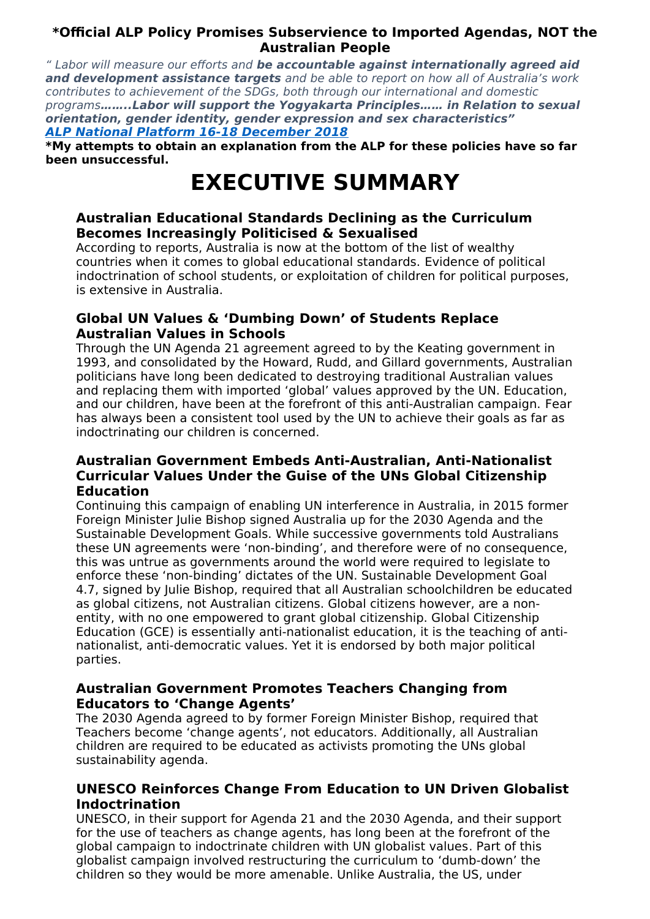**\*Official ALP Policy Promises Subservience to Imported Agendas, NOT the Australian People**

*" Labor will measure our efforts and* ***be accountable against internationally agreed aid and development assistance targets*** *and be able to report on how all of Australia's work contributes to achievement of the SDGs, both through our international and domestic programs****……..Labor will support the Yogyakarta Principles…… in Relation to sexual orientation, gender identity, gender expression and sex characteristics"***
***ALP National Platform 16-18 December 2018***

**\*My attempts to obtain an explanation from the ALP for these policies have so far been unsuccessful.**

# EXECUTIVE SUMMARY

### Australian Educational Standards Declining as the Curriculum Becomes Increasingly Politicised & Sexualised

According to reports, Australia is now at the bottom of the list of wealthy countries when it comes to global educational standards. Evidence of political indoctrination of school students, or exploitation of children for political purposes, is extensive in Australia.

### Global UN Values & 'Dumbing Down' of Students Replace Australian Values in Schools

Through the UN Agenda 21 agreement agreed to by the Keating government in 1993, and consolidated by the Howard, Rudd, and Gillard governments, Australian politicians have long been dedicated to destroying traditional Australian values and replacing them with imported 'global' values approved by the UN. Education, and our children, have been at the forefront of this anti-Australian campaign. Fear has always been a consistent tool used by the UN to achieve their goals as far as indoctrinating our children is concerned.

### Australian Government Embeds Anti-Australian, Anti-Nationalist Curricular Values Under the Guise of the UNs Global Citizenship Education

Continuing this campaign of enabling UN interference in Australia, in 2015 former Foreign Minister Julie Bishop signed Australia up for the 2030 Agenda and the Sustainable Development Goals. While successive governments told Australians these UN agreements were 'non-binding', and therefore were of no consequence, this was untrue as governments around the world were required to legislate to enforce these 'non-binding' dictates of the UN. Sustainable Development Goal 4.7, signed by Julie Bishop, required that all Australian schoolchildren be educated as global citizens, not Australian citizens. Global citizens however, are a non-entity, with no one empowered to grant global citizenship. Global Citizenship Education (GCE) is essentially anti-nationalist education, it is the teaching of anti-nationalist, anti-democratic values. Yet it is endorsed by both major political parties.

### Australian Government Promotes Teachers Changing from Educators to 'Change Agents'

The 2030 Agenda agreed to by former Foreign Minister Bishop, required that Teachers become 'change agents', not educators. Additionally, all Australian children are required to be educated as activists promoting the UNs global sustainability agenda.

### UNESCO Reinforces Change From Education to UN Driven Globalist Indoctrination

UNESCO, in their support for Agenda 21 and the 2030 Agenda, and their support for the use of teachers as change agents, has long been at the forefront of the global campaign to indoctrinate children with UN globalist values. Part of this globalist campaign involved restructuring the curriculum to 'dumb-down' the children so they would be more amenable. Unlike Australia, the US, under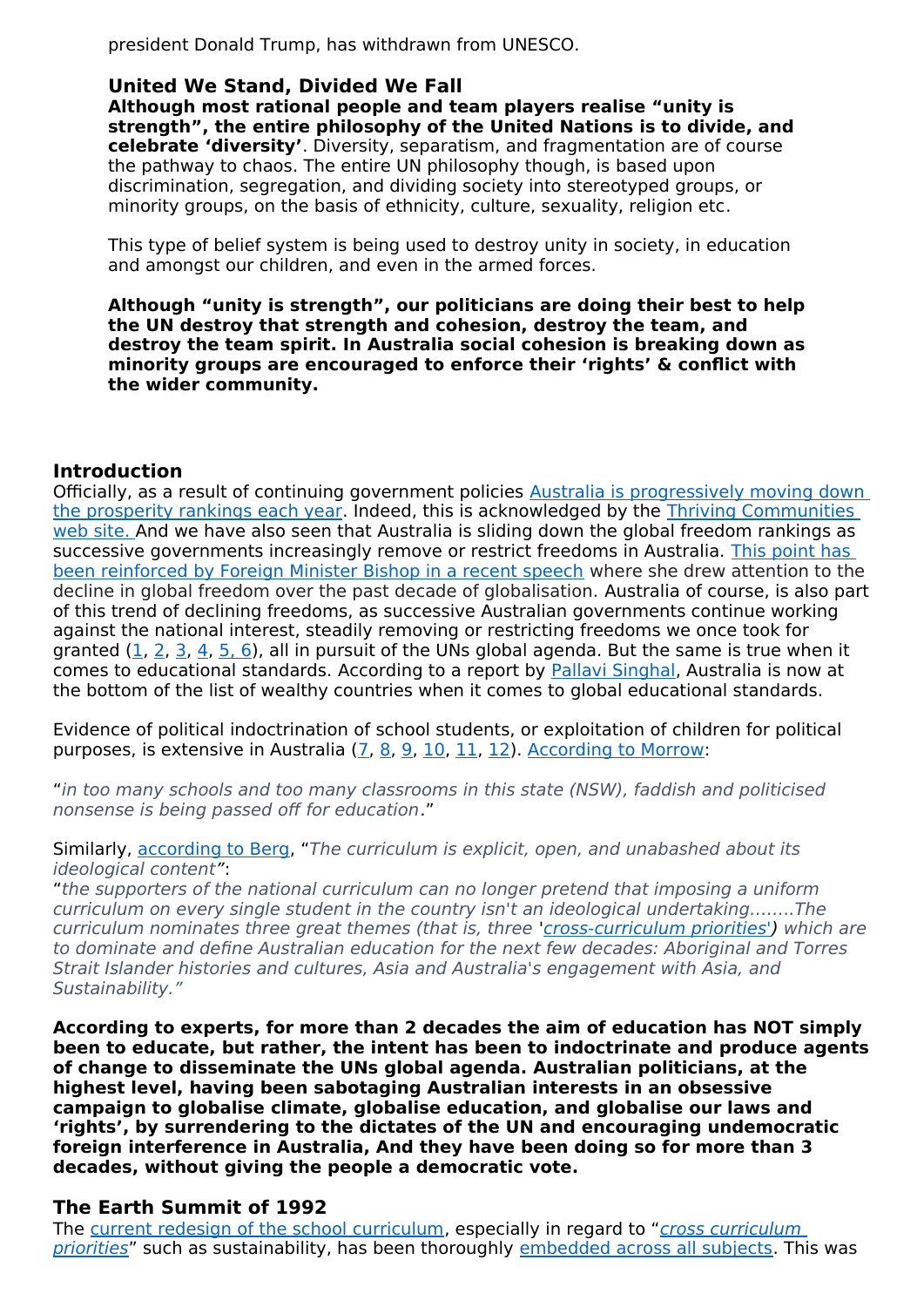president Donald Trump, has withdrawn from UNESCO.

### United We Stand, Divided We Fall

**Although most rational people and team players realise "unity is strength", the entire philosophy of the United Nations is to divide, and celebrate 'diversity'**. Diversity, separatism, and fragmentation are of course the pathway to chaos. The entire UN philosophy though, is based upon discrimination, segregation, and dividing society into stereotyped groups, or minority groups, on the basis of ethnicity, culture, sexuality, religion etc.

This type of belief system is being used to destroy unity in society, in education and amongst our children, and even in the armed forces.

**Although "unity is strength", our politicians are doing their best to help the UN destroy that strength and cohesion, destroy the team, and destroy the team spirit. In Australia social cohesion is breaking down as minority groups are encouraged to enforce their 'rights' & conflict with the wider community.**

## Introduction

Officially, as a result of continuing government policies Australia is progressively moving down the prosperity rankings each year. Indeed, this is acknowledged by the Thriving Communities web site. And we have also seen that Australia is sliding down the global freedom rankings as successive governments increasingly remove or restrict freedoms in Australia. This point has been reinforced by Foreign Minister Bishop in a recent speech where she drew attention to the decline in global freedom over the past decade of globalisation. Australia of course, is also part of this trend of declining freedoms, as successive Australian governments continue working against the national interest, steadily removing or restricting freedoms we once took for granted (1, 2, 3, 4, 5, 6), all in pursuit of the UNs global agenda. But the same is true when it comes to educational standards. According to a report by Pallavi Singhal, Australia is now at the bottom of the list of wealthy countries when it comes to global educational standards.

Evidence of political indoctrination of school students, or exploitation of children for political purposes, is extensive in Australia (7, 8, 9, 10, 11, 12). According to Morrow:

"*in too many schools and too many classrooms in this state (NSW), faddish and politicised nonsense is being passed off for education*."

Similarly, according to Berg, "*The curriculum is explicit, open, and unabashed about its ideological content*":
"*the supporters of the national curriculum can no longer pretend that imposing a uniform curriculum on every single student in the country isn't an ideological undertaking........The curriculum nominates three great themes (that is, three 'cross-curriculum priorities') which are to dominate and define Australian education for the next few decades: Aboriginal and Torres Strait Islander histories and cultures, Asia and Australia's engagement with Asia, and Sustainability.*"

**According to experts, for more than 2 decades the aim of education has NOT simply been to educate, but rather, the intent has been to indoctrinate and produce agents of change to disseminate the UNs global agenda. Australian politicians, at the highest level, having been sabotaging Australian interests in an obsessive campaign to globalise climate, globalise education, and globalise our laws and 'rights', by surrendering to the dictates of the UN and encouraging undemocratic foreign interference in Australia, And they have been doing so for more than 3 decades, without giving the people a democratic vote.**

## The Earth Summit of 1992

The current redesign of the school curriculum, especially in regard to "*cross curriculum priorities*" such as sustainability, has been thoroughly embedded across all subjects. This was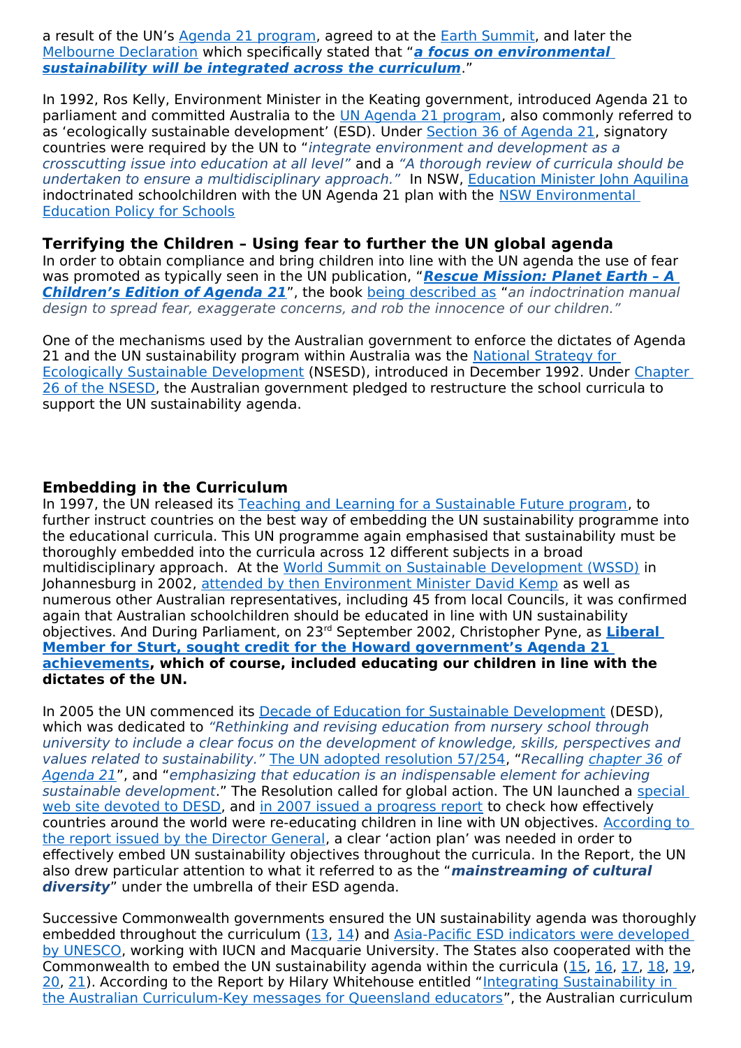a result of the UN's Agenda 21 program, agreed to at the Earth Summit, and later the Melbourne Declaration which specifically stated that "***a focus on environmental sustainability will be integrated across the curriculum***."

In 1992, Ros Kelly, Environment Minister in the Keating government, introduced Agenda 21 to parliament and committed Australia to the UN Agenda 21 program, also commonly referred to as 'ecologically sustainable development' (ESD). Under Section 36 of Agenda 21, signatory countries were required by the UN to "*integrate environment and development as a crosscutting issue into education at all level*" and a *"A thorough review of curricula should be undertaken to ensure a multidisciplinary approach."* In NSW, Education Minister John Aquilina indoctrinated schoolchildren with the UN Agenda 21 plan with the NSW Environmental Education Policy for Schools

### Terrifying the Children – Using fear to further the UN global agenda

In order to obtain compliance and bring children into line with the UN agenda the use of fear was promoted as typically seen in the UN publication, "***Rescue Mission: Planet Earth – A Children's Edition of Agenda 21***", the book being described as "*an indoctrination manual design to spread fear, exaggerate concerns, and rob the innocence of our children."*

One of the mechanisms used by the Australian government to enforce the dictates of Agenda 21 and the UN sustainability program within Australia was the National Strategy for Ecologically Sustainable Development (NSESD), introduced in December 1992. Under Chapter 26 of the NSESD, the Australian government pledged to restructure the school curricula to support the UN sustainability agenda.

### Embedding in the Curriculum

In 1997, the UN released its Teaching and Learning for a Sustainable Future program, to further instruct countries on the best way of embedding the UN sustainability programme into the educational curricula. This UN programme again emphasised that sustainability must be thoroughly embedded into the curricula across 12 different subjects in a broad multidisciplinary approach. At the World Summit on Sustainable Development (WSSD) in Johannesburg in 2002, attended by then Environment Minister David Kemp as well as numerous other Australian representatives, including 45 from local Councils, it was confirmed again that Australian schoolchildren should be educated in line with UN sustainability objectives. And During Parliament, on 23rd September 2002, Christopher Pyne, as **Liberal Member for Sturt, sought credit for the Howard government's Agenda 21 achievements, which of course, included educating our children in line with the dictates of the UN.**

In 2005 the UN commenced its Decade of Education for Sustainable Development (DESD), which was dedicated to *"Rethinking and revising education from nursery school through university to include a clear focus on the development of knowledge, skills, perspectives and values related to sustainability."* The UN adopted resolution 57/254, "*Recalling chapter 36 of Agenda 21*", and "*emphasizing that education is an indispensable element for achieving sustainable development*." The Resolution called for global action. The UN launched a special web site devoted to DESD, and in 2007 issued a progress report to check how effectively countries around the world were re-educating children in line with UN objectives. According to the report issued by the Director General, a clear 'action plan' was needed in order to effectively embed UN sustainability objectives throughout the curricula. In the Report, the UN also drew particular attention to what it referred to as the "***mainstreaming of cultural diversity***" under the umbrella of their ESD agenda.

Successive Commonwealth governments ensured the UN sustainability agenda was thoroughly embedded throughout the curriculum (13, 14) and Asia-Pacific ESD indicators were developed by UNESCO, working with IUCN and Macquarie University. The States also cooperated with the Commonwealth to embed the UN sustainability agenda within the curricula (15, 16, 17, 18, 19, 20, 21). According to the Report by Hilary Whitehouse entitled "Integrating Sustainability in the Australian Curriculum-Key messages for Queensland educators", the Australian curriculum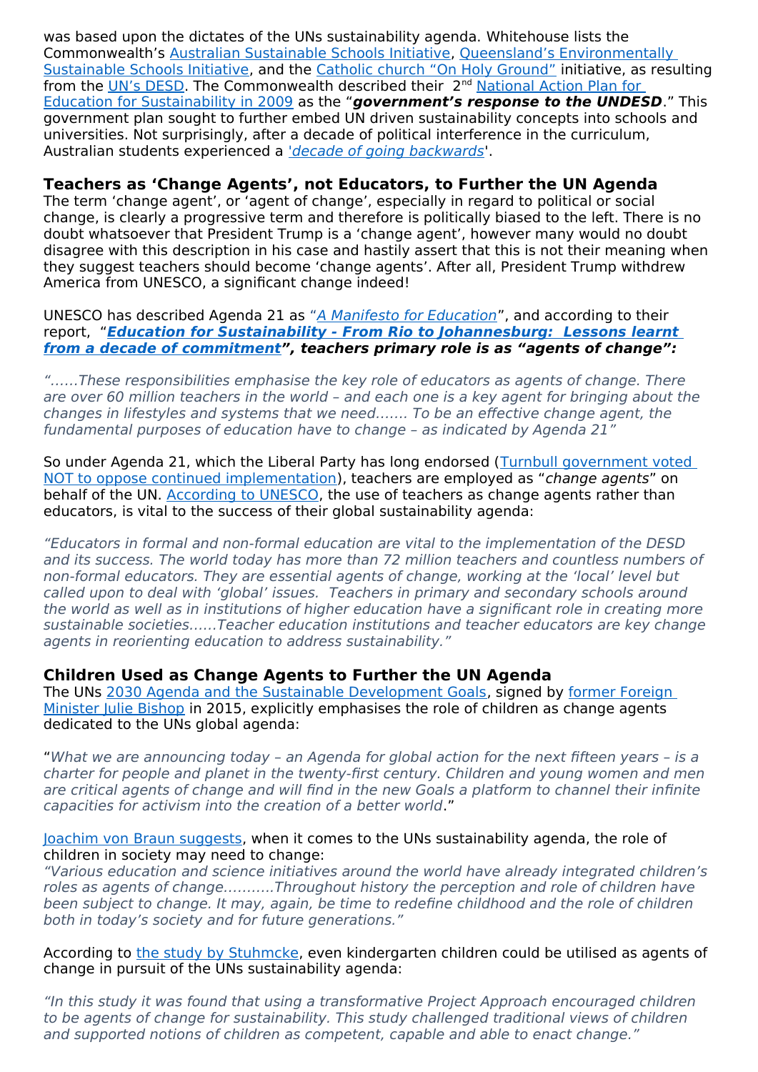was based upon the dictates of the UNs sustainability agenda. Whitehouse lists the Commonwealth's Australian Sustainable Schools Initiative, Queensland's Environmentally Sustainable Schools Initiative, and the Catholic church "On Holy Ground" initiative, as resulting from the UN's DESD. The Commonwealth described their 2[nd] National Action Plan for Education for Sustainability in 2009 as the "***government's response to the UNDESD***." This government plan sought to further embed UN driven sustainability concepts into schools and universities. Not surprisingly, after a decade of political interference in the curriculum, Australian students experienced a '*decade of going backwards*'.

## Teachers as 'Change Agents', not Educators, to Further the UN Agenda

The term 'change agent', or 'agent of change', especially in regard to political or social change, is clearly a progressive term and therefore is politically biased to the left. There is no doubt whatsoever that President Trump is a 'change agent', however many would no doubt disagree with this description in his case and hastily assert that this is not their meaning when they suggest teachers should become 'change agents'. After all, President Trump withdrew America from UNESCO, a significant change indeed!

UNESCO has described Agenda 21 as "*A Manifesto for Education*", and according to their report, "***Education for Sustainability - From Rio to Johannesburg: Lessons learnt from a decade of commitment", teachers primary role is as "agents of change":***

*"......These responsibilities emphasise the key role of educators as agents of change. There are over 60 million teachers in the world – and each one is a key agent for bringing about the changes in lifestyles and systems that we need....... To be an effective change agent, the fundamental purposes of education have to change – as indicated by Agenda 21"*

So under Agenda 21, which the Liberal Party has long endorsed (Turnbull government voted NOT to oppose continued implementation), teachers are employed as "*change agents*" on behalf of the UN. According to UNESCO, the use of teachers as change agents rather than educators, is vital to the success of their global sustainability agenda:

*"Educators in formal and non-formal education are vital to the implementation of the DESD and its success. The world today has more than 72 million teachers and countless numbers of non-formal educators. They are essential agents of change, working at the 'local' level but called upon to deal with 'global' issues. Teachers in primary and secondary schools around the world as well as in institutions of higher education have a significant role in creating more sustainable societies......Teacher education institutions and teacher educators are key change agents in reorienting education to address sustainability."*

## Children Used as Change Agents to Further the UN Agenda

The UNs 2030 Agenda and the Sustainable Development Goals, signed by former Foreign Minister Julie Bishop in 2015, explicitly emphasises the role of children as change agents dedicated to the UNs global agenda:

"*What we are announcing today – an Agenda for global action for the next fifteen years – is a charter for people and planet in the twenty-first century. Children and young women and men are critical agents of change and will find in the new Goals a platform to channel their infinite capacities for activism into the creation of a better world*."

Joachim von Braun suggests, when it comes to the UNs sustainability agenda, the role of children in society may need to change:
*"Various education and science initiatives around the world have already integrated children's roles as agents of change...........Throughout history the perception and role of children have been subject to change. It may, again, be time to redefine childhood and the role of children both in today's society and for future generations."*

According to the study by Stuhmcke, even kindergarten children could be utilised as agents of change in pursuit of the UNs sustainability agenda:

*"In this study it was found that using a transformative Project Approach encouraged children to be agents of change for sustainability. This study challenged traditional views of children and supported notions of children as competent, capable and able to enact change."*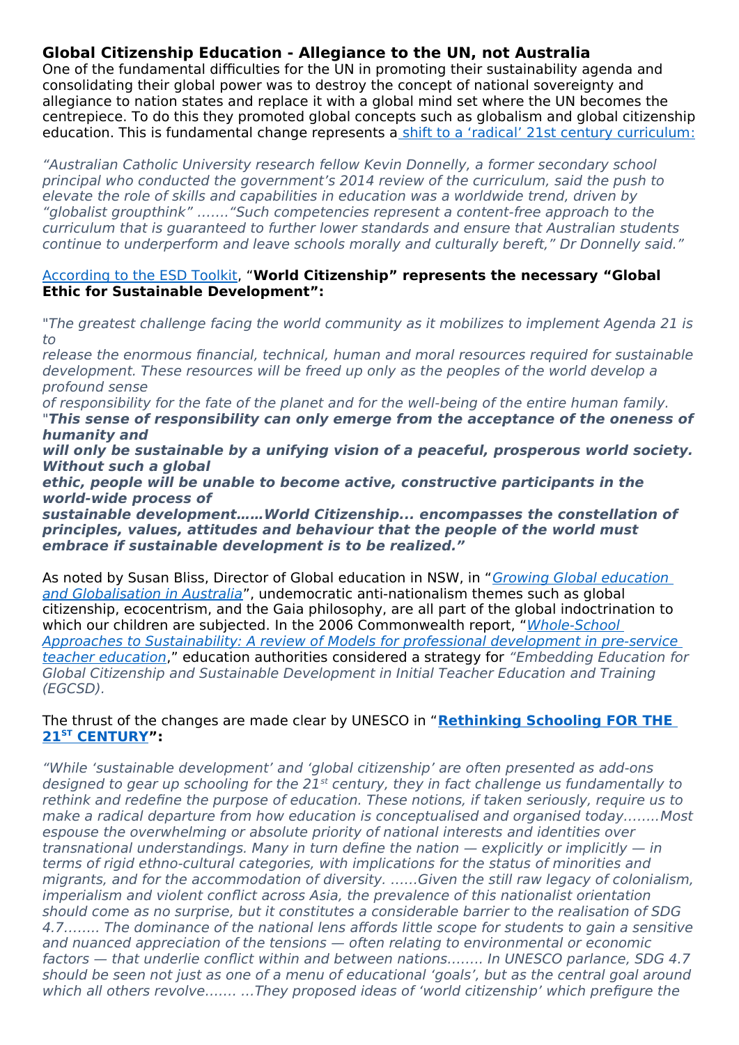## Global Citizenship Education - Allegiance to the UN, not Australia

One of the fundamental difficulties for the UN in promoting their sustainability agenda and consolidating their global power was to destroy the concept of national sovereignty and allegiance to nation states and replace it with a global mind set where the UN becomes the centrepiece. To do this they promoted global concepts such as globalism and global citizenship education. This is fundamental change represents a shift to a 'radical' 21st century curriculum:

*"Australian Catholic University research fellow Kevin Donnelly, a former secondary school principal who conducted the government's 2014 review of the curriculum, said the push to elevate the role of skills and capabilities in education was a worldwide trend, driven by "globalist groupthink" .......“Such competencies represent a content-free approach to the curriculum that is guaranteed to further lower standards and ensure that Australian students continue to underperform and leave schools morally and culturally bereft," Dr Donnelly said."*

According to the ESD Toolkit, "**World Citizenship" represents the necessary "Global Ethic for Sustainable Development":**

*"The greatest challenge facing the world community as it mobilizes to implement Agenda 21 is to release the enormous financial, technical, human and moral resources required for sustainable development. These resources will be freed up only as the peoples of the world develop a profound sense of responsibility for the fate of the planet and for the well-being of the entire human family.*
*"**This sense of responsibility can only emerge from the acceptance of the oneness of humanity and will only be sustainable by a unifying vision of a peaceful, prosperous world society. Without such a global ethic, people will be unable to become active, constructive participants in the world-wide process of sustainable development……World Citizenship... encompasses the constellation of principles, values, attitudes and behaviour that the people of the world must embrace if sustainable development is to be realized."***

As noted by Susan Bliss, Director of Global education in NSW, in "*Growing Global education and Globalisation in Australia*", undemocratic anti-nationalism themes such as global citizenship, ecocentrism, and the Gaia philosophy, are all part of the global indoctrination to which our children are subjected. In the 2006 Commonwealth report, "*Whole-School Approaches to Sustainability: A review of Models for professional development in pre-service teacher education*," education authorities considered a strategy for *"Embedding Education for Global Citizenship and Sustainable Development in Initial Teacher Education and Training (EGCSD).*

The thrust of the changes are made clear by UNESCO in "**Rethinking Schooling FOR THE 21ST CENTURY**":

*"While 'sustainable development' and 'global citizenship' are often presented as add-ons designed to gear up schooling for the 21st century, they in fact challenge us fundamentally to rethink and redefine the purpose of education. These notions, if taken seriously, require us to make a radical departure from how education is conceptualised and organised today……..Most espouse the overwhelming or absolute priority of national interests and identities over transnational understandings. Many in turn define the nation — explicitly or implicitly — in terms of rigid ethno-cultural categories, with implications for the status of minorities and migrants, and for the accommodation of diversity. ……Given the still raw legacy of colonialism, imperialism and violent conflict across Asia, the prevalence of this nationalist orientation should come as no surprise, but it constitutes a considerable barrier to the realisation of SDG 4.7…….. The dominance of the national lens affords little scope for students to gain a sensitive and nuanced appreciation of the tensions — often relating to environmental or economic factors — that underlie conflict within and between nations…….. In UNESCO parlance, SDG 4.7 should be seen not just as one of a menu of educational 'goals', but as the central goal around which all others revolve……. …They proposed ideas of 'world citizenship' which prefigure the*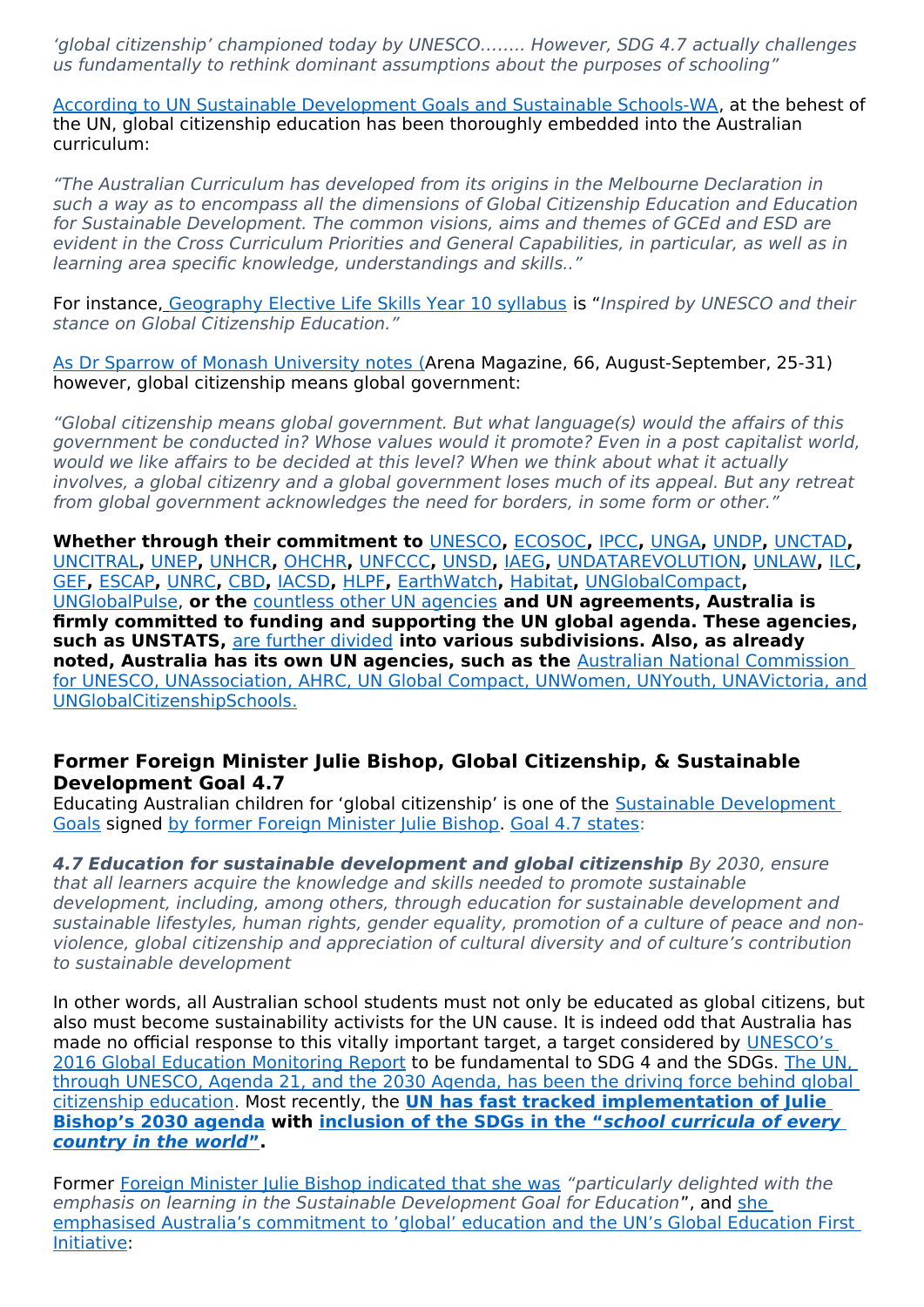*'global citizenship' championed today by UNESCO…….. However, SDG 4.7 actually challenges us fundamentally to rethink dominant assumptions about the purposes of schooling"*

According to UN Sustainable Development Goals and Sustainable Schools-WA, at the behest of the UN, global citizenship education has been thoroughly embedded into the Australian curriculum:

*"The Australian Curriculum has developed from its origins in the Melbourne Declaration in such a way as to encompass all the dimensions of Global Citizenship Education and Education for Sustainable Development. The common visions, aims and themes of GCEd and ESD are evident in the Cross Curriculum Priorities and General Capabilities, in particular, as well as in learning area specific knowledge, understandings and skills.."*

For instance, Geography Elective Life Skills Year 10 syllabus is "*Inspired by UNESCO and their stance on Global Citizenship Education."*

As Dr Sparrow of Monash University notes (Arena Magazine, 66, August-September, 25-31) however, global citizenship means global government:

*"Global citizenship means global government. But what language(s) would the affairs of this government be conducted in? Whose values would it promote? Even in a post capitalist world, would we like affairs to be decided at this level? When we think about what it actually involves, a global citizenry and a global government loses much of its appeal. But any retreat from global government acknowledges the need for borders, in some form or other."*

**Whether through their commitment to** UNESCO**,** ECOSOC**,** IPCC**,** UNGA**,** UNDP**,** UNCTAD**,** UNCITRAL**,** UNEP**,** UNHCR**,** OHCHR**,** UNFCCC**,** UNSD**,** IAEG**,** UNDATAREVOLUTION**,** UNLAW**,** ILC**,** GEF**,** ESCAP**,** UNRC**,** CBD**,** IACSD**,** HLPF**,** EarthWatch**,** Habitat**,** UNGlobalCompact**,** UNGlobalPulse**, or the** countless other UN agencies **and UN agreements, Australia is firmly committed to funding and supporting the UN global agenda. These agencies, such as UNSTATS,** are further divided **into various subdivisions. Also, as already noted, Australia has its own UN agencies, such as the** Australian National Commission for UNESCO, UNAssociation, AHRC, UN Global Compact, UNWomen, UNYouth, UNAVictoria, and UNGlobalCitizenshipSchools.

### Former Foreign Minister Julie Bishop, Global Citizenship, & Sustainable Development Goal 4.7

Educating Australian children for 'global citizenship' is one of the Sustainable Development Goals signed by former Foreign Minister Julie Bishop. Goal 4.7 states:

***4.7 Education for sustainable development and global citizenship*** *By 2030, ensure that all learners acquire the knowledge and skills needed to promote sustainable development, including, among others, through education for sustainable development and sustainable lifestyles, human rights, gender equality, promotion of a culture of peace and non-violence, global citizenship and appreciation of cultural diversity and of culture's contribution to sustainable development*

In other words, all Australian school students must not only be educated as global citizens, but also must become sustainability activists for the UN cause. It is indeed odd that Australia has made no official response to this vitally important target, a target considered by UNESCO's 2016 Global Education Monitoring Report to be fundamental to SDG 4 and the SDGs. The UN, through UNESCO, Agenda 21, and the 2030 Agenda, has been the driving force behind global citizenship education. Most recently, the **UN has fast tracked implementation of Julie Bishop's 2030 agenda with inclusion of the SDGs in the "*school curricula of every country in the world*".**

Former Foreign Minister Julie Bishop indicated that she was *"particularly delighted with the emphasis on learning in the Sustainable Development Goal for Education*", and she emphasised Australia's commitment to 'global' education and the UN's Global Education First Initiative: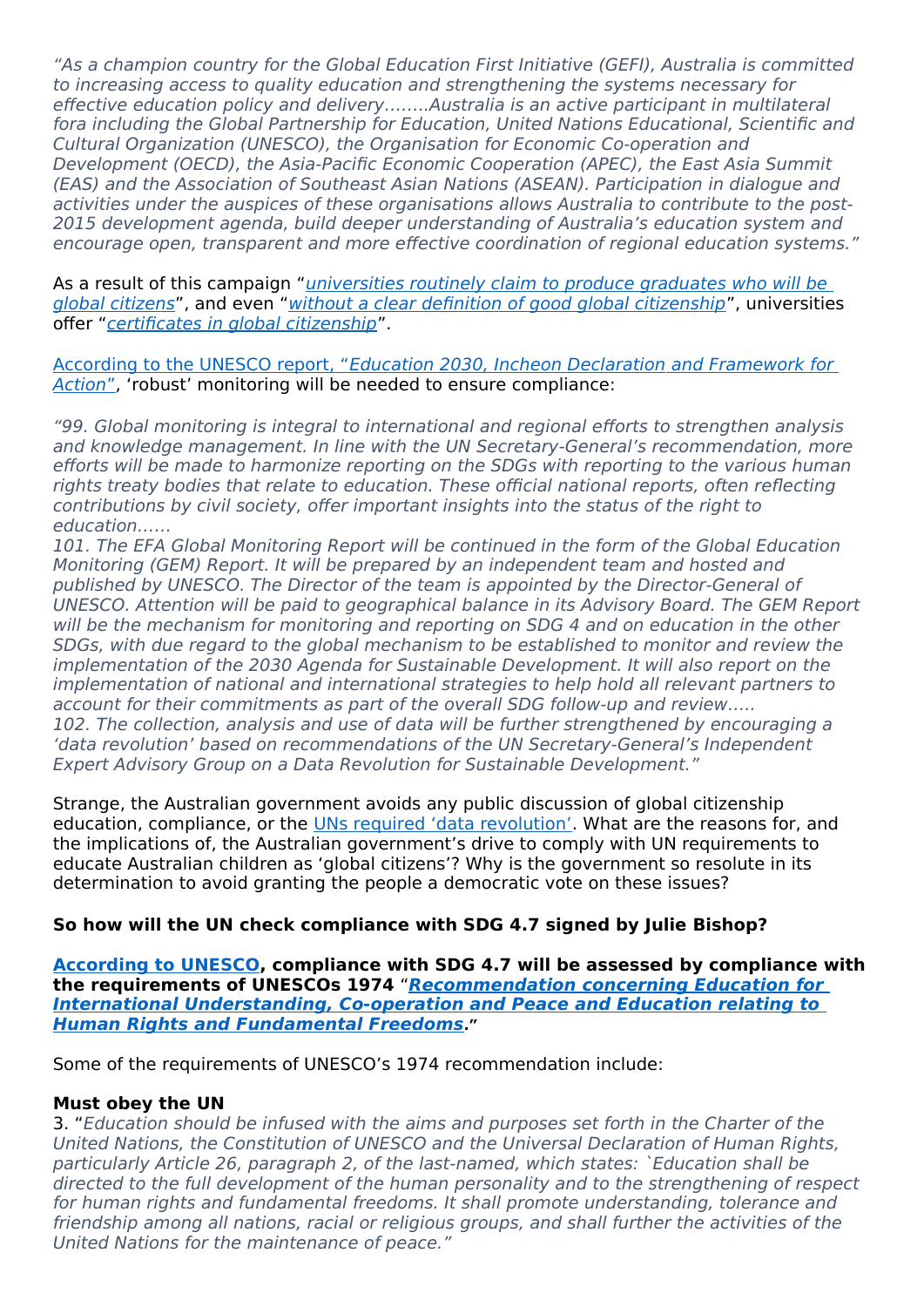*"As a champion country for the Global Education First Initiative (GEFI), Australia is committed to increasing access to quality education and strengthening the systems necessary for effective education policy and delivery……..Australia is an active participant in multilateral fora including the Global Partnership for Education, United Nations Educational, Scientific and Cultural Organization (UNESCO), the Organisation for Economic Co-operation and Development (OECD), the Asia-Pacific Economic Cooperation (APEC), the East Asia Summit (EAS) and the Association of Southeast Asian Nations (ASEAN). Participation in dialogue and activities under the auspices of these organisations allows Australia to contribute to the post-2015 development agenda, build deeper understanding of Australia's education system and encourage open, transparent and more effective coordination of regional education systems."*

As a result of this campaign "*universities routinely claim to produce graduates who will be global citizens*", and even "*without a clear definition of good global citizenship*", universities offer "*certificates in global citizenship*".

According to the UNESCO report, "*Education 2030, Incheon Declaration and Framework for Action*", 'robust' monitoring will be needed to ensure compliance:

*"99. Global monitoring is integral to international and regional efforts to strengthen analysis and knowledge management. In line with the UN Secretary-General's recommendation, more efforts will be made to harmonize reporting on the SDGs with reporting to the various human rights treaty bodies that relate to education. These official national reports, often reflecting contributions by civil society, offer important insights into the status of the right to education……*
*101. The EFA Global Monitoring Report will be continued in the form of the Global Education Monitoring (GEM) Report. It will be prepared by an independent team and hosted and published by UNESCO. The Director of the team is appointed by the Director-General of UNESCO. Attention will be paid to geographical balance in its Advisory Board. The GEM Report will be the mechanism for monitoring and reporting on SDG 4 and on education in the other SDGs, with due regard to the global mechanism to be established to monitor and review the implementation of the 2030 Agenda for Sustainable Development. It will also report on the implementation of national and international strategies to help hold all relevant partners to account for their commitments as part of the overall SDG follow-up and review…..*
*102. The collection, analysis and use of data will be further strengthened by encouraging a 'data revolution' based on recommendations of the UN Secretary-General's Independent Expert Advisory Group on a Data Revolution for Sustainable Development."*

Strange, the Australian government avoids any public discussion of global citizenship education, compliance, or the UNs required 'data revolution'. What are the reasons for, and the implications of, the Australian government's drive to comply with UN requirements to educate Australian children as 'global citizens'? Why is the government so resolute in its determination to avoid granting the people a democratic vote on these issues?

**So how will the UN check compliance with SDG 4.7 signed by Julie Bishop?**

**According to UNESCO, compliance with SDG 4.7 will be assessed by compliance with the requirements of UNESCOs 1974 "*Recommendation concerning Education for International Understanding, Co-operation and Peace and Education relating to Human Rights and Fundamental Freedoms*."**

Some of the requirements of UNESCO's 1974 recommendation include:

**Must obey the UN**
3. "*Education should be infused with the aims and purposes set forth in the Charter of the United Nations, the Constitution of UNESCO and the Universal Declaration of Human Rights, particularly Article 26, paragraph 2, of the last-named, which states: `Education shall be directed to the full development of the human personality and to the strengthening of respect for human rights and fundamental freedoms. It shall promote understanding, tolerance and friendship among all nations, racial or religious groups, and shall further the activities of the United Nations for the maintenance of peace."*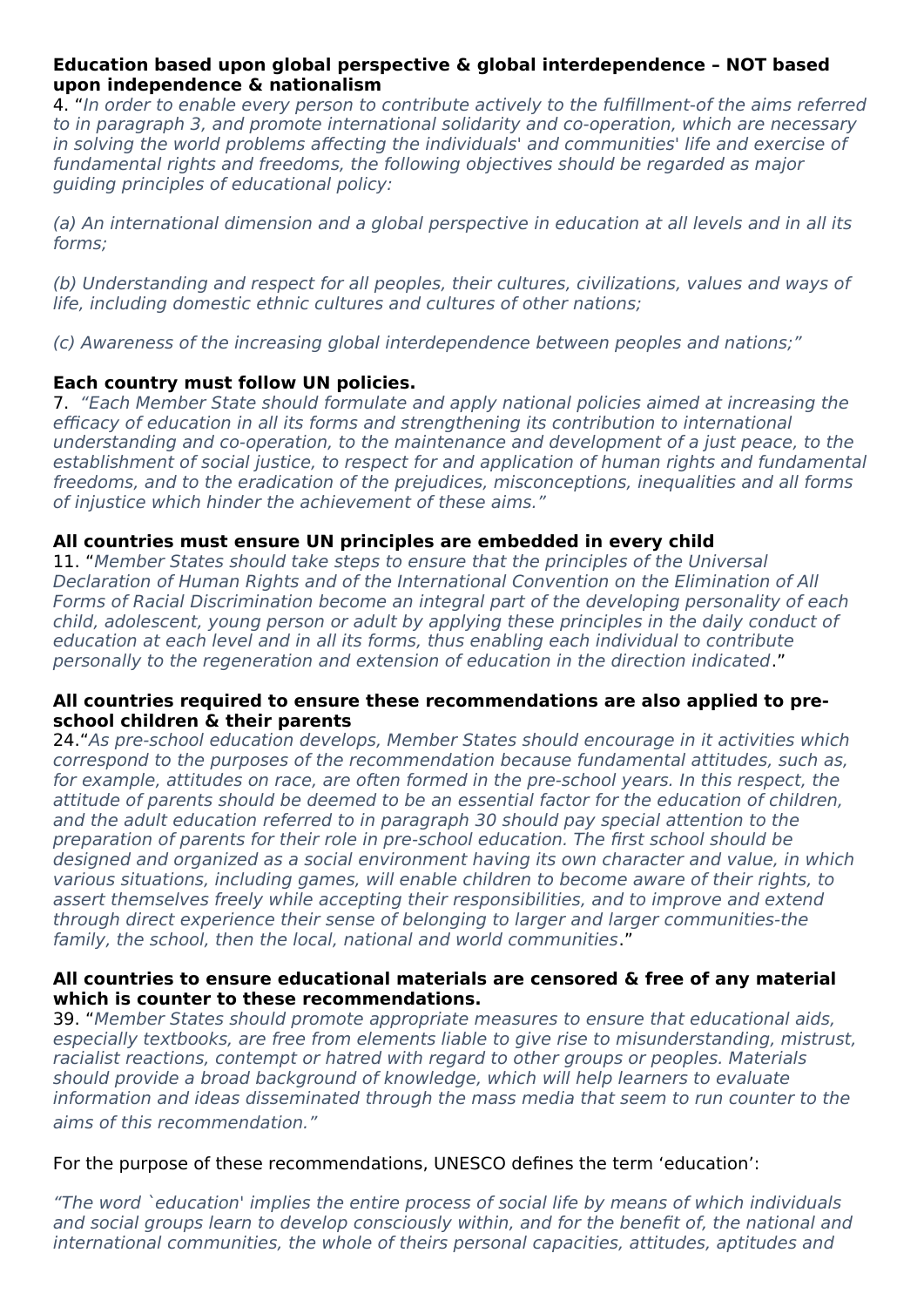**Education based upon global perspective & global interdependence – NOT based upon independence & nationalism**

4. "*In order to enable every person to contribute actively to the fulfillment-of the aims referred to in paragraph 3, and promote international solidarity and co-operation, which are necessary in solving the world problems affecting the individuals' and communities' life and exercise of fundamental rights and freedoms, the following objectives should be regarded as major guiding principles of educational policy:*

*(a) An international dimension and a global perspective in education at all levels and in all its forms;*

*(b) Understanding and respect for all peoples, their cultures, civilizations, values and ways of life, including domestic ethnic cultures and cultures of other nations;*

*(c) Awareness of the increasing global interdependence between peoples and nations;"*

**Each country must follow UN policies.**

7. *"Each Member State should formulate and apply national policies aimed at increasing the efficacy of education in all its forms and strengthening its contribution to international understanding and co-operation, to the maintenance and development of a just peace, to the establishment of social justice, to respect for and application of human rights and fundamental freedoms, and to the eradication of the prejudices, misconceptions, inequalities and all forms of injustice which hinder the achievement of these aims."*

**All countries must ensure UN principles are embedded in every child**

11. "*Member States should take steps to ensure that the principles of the Universal Declaration of Human Rights and of the International Convention on the Elimination of All Forms of Racial Discrimination become an integral part of the developing personality of each child, adolescent, young person or adult by applying these principles in the daily conduct of education at each level and in all its forms, thus enabling each individual to contribute personally to the regeneration and extension of education in the direction indicated*."

**All countries required to ensure these recommendations are also applied to pre-school children & their parents**

24."*As pre-school education develops, Member States should encourage in it activities which correspond to the purposes of the recommendation because fundamental attitudes, such as, for example, attitudes on race, are often formed in the pre-school years. In this respect, the attitude of parents should be deemed to be an essential factor for the education of children, and the adult education referred to in paragraph 30 should pay special attention to the preparation of parents for their role in pre-school education. The first school should be designed and organized as a social environment having its own character and value, in which various situations, including games, will enable children to become aware of their rights, to assert themselves freely while accepting their responsibilities, and to improve and extend through direct experience their sense of belonging to larger and larger communities-the family, the school, then the local, national and world communities*."

**All countries to ensure educational materials are censored & free of any material which is counter to these recommendations.**

39. "*Member States should promote appropriate measures to ensure that educational aids, especially textbooks, are free from elements liable to give rise to misunderstanding, mistrust, racialist reactions, contempt or hatred with regard to other groups or peoples. Materials should provide a broad background of knowledge, which will help learners to evaluate information and ideas disseminated through the mass media that seem to run counter to the aims of this recommendation."*

For the purpose of these recommendations, UNESCO defines the term 'education':

*"The word `education' implies the entire process of social life by means of which individuals and social groups learn to develop consciously within, and for the benefit of, the national and international communities, the whole of theirs personal capacities, attitudes, aptitudes and*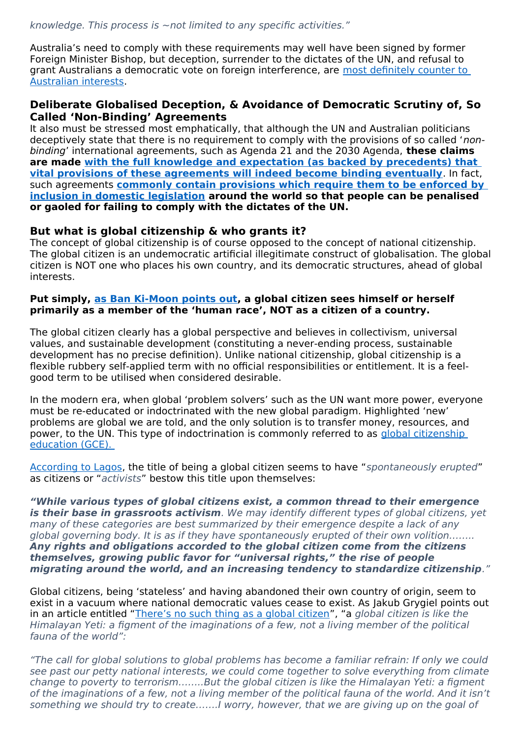*knowledge. This process is ~not limited to any specific activities."*

Australia's need to comply with these requirements may well have been signed by former Foreign Minister Bishop, but deception, surrender to the dictates of the UN, and refusal to grant Australians a democratic vote on foreign interference, are most definitely counter to Australian interests.

### Deliberate Globalised Deception, & Avoidance of Democratic Scrutiny of, So Called 'Non-Binding' Agreements

It also must be stressed most emphatically, that although the UN and Australian politicians deceptively state that there is no requirement to comply with the provisions of so called '*non-binding*' international agreements, such as Agenda 21 and the 2030 Agenda, **these claims are made with the full knowledge and expectation (as backed by precedents) that vital provisions of these agreements will indeed become binding eventually**. In fact, such agreements **commonly contain provisions which require them to be enforced by inclusion in domestic legislation around the world so that people can be penalised or gaoled for failing to comply with the dictates of the UN.**

### But what is global citizenship & who grants it?

The concept of global citizenship is of course opposed to the concept of national citizenship. The global citizen is an undemocratic artificial illegitimate construct of globalisation. The global citizen is NOT one who places his own country, and its democratic structures, ahead of global interests.

**Put simply, as Ban Ki-Moon points out, a global citizen sees himself or herself primarily as a member of the 'human race', NOT as a citizen of a country.**

The global citizen clearly has a global perspective and believes in collectivism, universal values, and sustainable development (constituting a never-ending process, sustainable development has no precise definition). Unlike national citizenship, global citizenship is a flexible rubbery self-applied term with no official responsibilities or entitlement. It is a feel-good term to be utilised when considered desirable.

In the modern era, when global 'problem solvers' such as the UN want more power, everyone must be re-educated or indoctrinated with the new global paradigm. Highlighted 'new' problems are global we are told, and the only solution is to transfer money, resources, and power, to the UN. This type of indoctrination is commonly referred to as global citizenship education (GCE).

According to Lagos, the title of being a global citizen seems to have "*spontaneously erupted*" as citizens or "*activists*" bestow this title upon themselves:

***"While various types of global citizens exist, a common thread to their emergence is their base in grassroots activism**. We may identify different types of global citizens, yet many of these categories are best summarized by their emergence despite a lack of any global governing body. It is as if they have spontaneously erupted of their own volition........ **Any rights and obligations accorded to the global citizen come from the citizens themselves, growing public favor for "universal rights," the rise of people migrating around the world, and an increasing tendency to standardize citizenship**."*

Global citizens, being 'stateless' and having abandoned their own country of origin, seem to exist in a vacuum where national democratic values cease to exist. As Jakub Grygiel points out in an article entitled "There's no such thing as a global citizen", "a *global citizen is like the Himalayan Yeti: a figment of the imaginations of a few, not a living member of the political fauna of the world":*

*"The call for global solutions to global problems has become a familiar refrain: If only we could see past our petty national interests, we could come together to solve everything from climate change to poverty to terrorism........But the global citizen is like the Himalayan Yeti: a figment of the imaginations of a few, not a living member of the political fauna of the world. And it isn't something we should try to create.......I worry, however, that we are giving up on the goal of*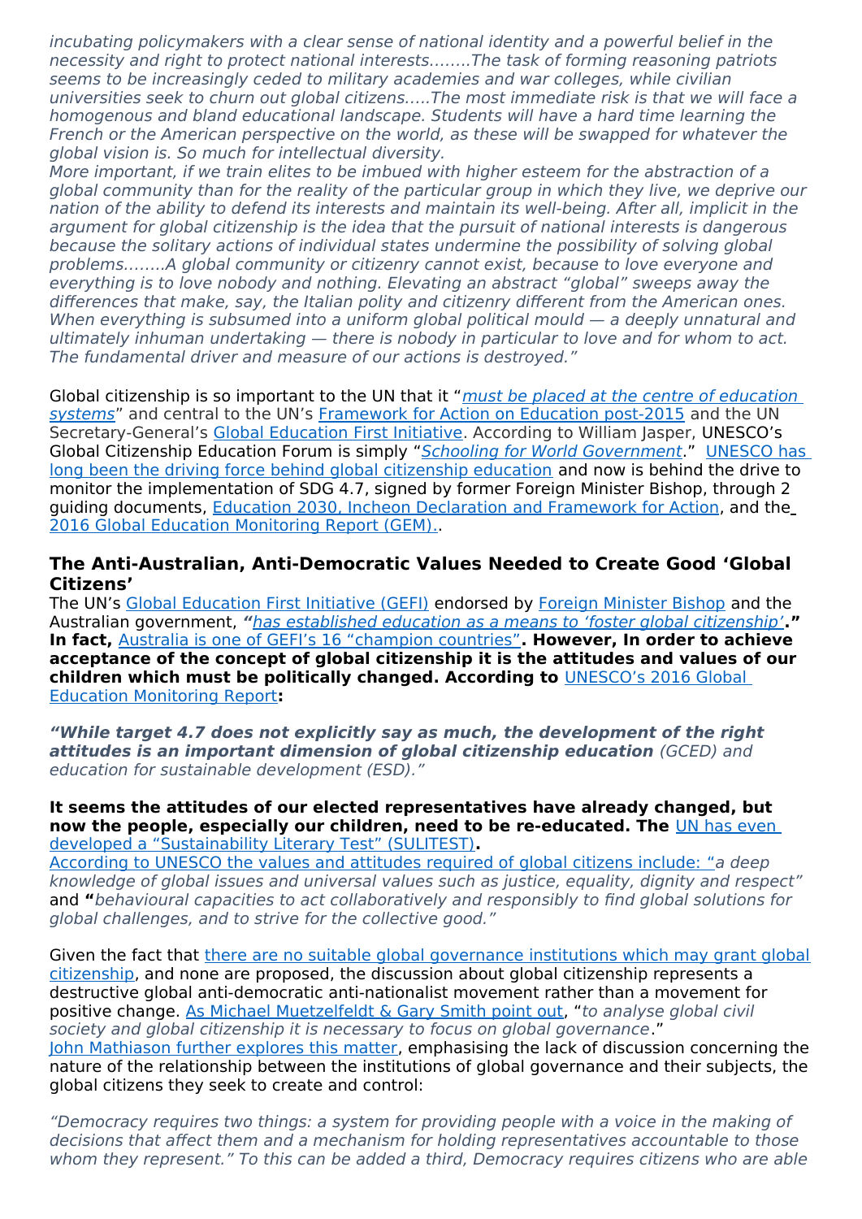*incubating policymakers with a clear sense of national identity and a powerful belief in the necessity and right to protect national interests……..The task of forming reasoning patriots seems to be increasingly ceded to military academies and war colleges, while civilian universities seek to churn out global citizens…..The most immediate risk is that we will face a homogenous and bland educational landscape. Students will have a hard time learning the French or the American perspective on the world, as these will be swapped for whatever the global vision is. So much for intellectual diversity.*

*More important, if we train elites to be imbued with higher esteem for the abstraction of a global community than for the reality of the particular group in which they live, we deprive our nation of the ability to defend its interests and maintain its well-being. After all, implicit in the argument for global citizenship is the idea that the pursuit of national interests is dangerous because the solitary actions of individual states undermine the possibility of solving global problems……..A global community or citizenry cannot exist, because to love everyone and everything is to love nobody and nothing. Elevating an abstract "global" sweeps away the differences that make, say, the Italian polity and citizenry different from the American ones. When everything is subsumed into a uniform global political mould — a deeply unnatural and ultimately inhuman undertaking — there is nobody in particular to love and for whom to act. The fundamental driver and measure of our actions is destroyed."*

Global citizenship is so important to the UN that it "*must be placed at the centre of education systems*" and central to the UN's Framework for Action on Education post-2015 and the UN Secretary-General's Global Education First Initiative. According to William Jasper, UNESCO's Global Citizenship Education Forum is simply "*Schooling for World Government*." UNESCO has long been the driving force behind global citizenship education and now is behind the drive to monitor the implementation of SDG 4.7, signed by former Foreign Minister Bishop, through 2 guiding documents, Education 2030, Incheon Declaration and Framework for Action, and the 2016 Global Education Monitoring Report (GEM)..

## The Anti-Australian, Anti-Democratic Values Needed to Create Good 'Global Citizens'

The UN's Global Education First Initiative (GEFI) endorsed by Foreign Minister Bishop and the Australian government, ***"has established education as a means to 'foster global citizenship'."*** **In fact,** Australia is one of GEFI's 16 "champion countries"**. However, In order to achieve acceptance of the concept of global citizenship it is the attitudes and values of our children which must be politically changed. According to** UNESCO's 2016 Global Education Monitoring Report**:**

***"While target 4.7 does not explicitly say as much, the development of the right attitudes is an important dimension of global citizenship education*** *(GCED) and education for sustainable development (ESD)."*

**It seems the attitudes of our elected representatives have already changed, but now the people, especially our children, need to be re-educated. The** UN has even developed a "Sustainability Literary Test" (SULITEST)**.**

According to UNESCO the values and attitudes required of global citizens include: "*a deep knowledge of global issues and universal values such as justice, equality, dignity and respect"* and **"***behavioural capacities to act collaboratively and responsibly to find global solutions for global challenges, and to strive for the collective good."*

Given the fact that there are no suitable global governance institutions which may grant global citizenship, and none are proposed, the discussion about global citizenship represents a destructive global anti-democratic anti-nationalist movement rather than a movement for positive change. As Michael Muetzelfeldt & Gary Smith point out, "*to analyse global civil society and global citizenship it is necessary to focus on global governance*."

John Mathiason further explores this matter, emphasising the lack of discussion concerning the nature of the relationship between the institutions of global governance and their subjects, the global citizens they seek to create and control:

*"Democracy requires two things: a system for providing people with a voice in the making of decisions that affect them and a mechanism for holding representatives accountable to those whom they represent." To this can be added a third, Democracy requires citizens who are able*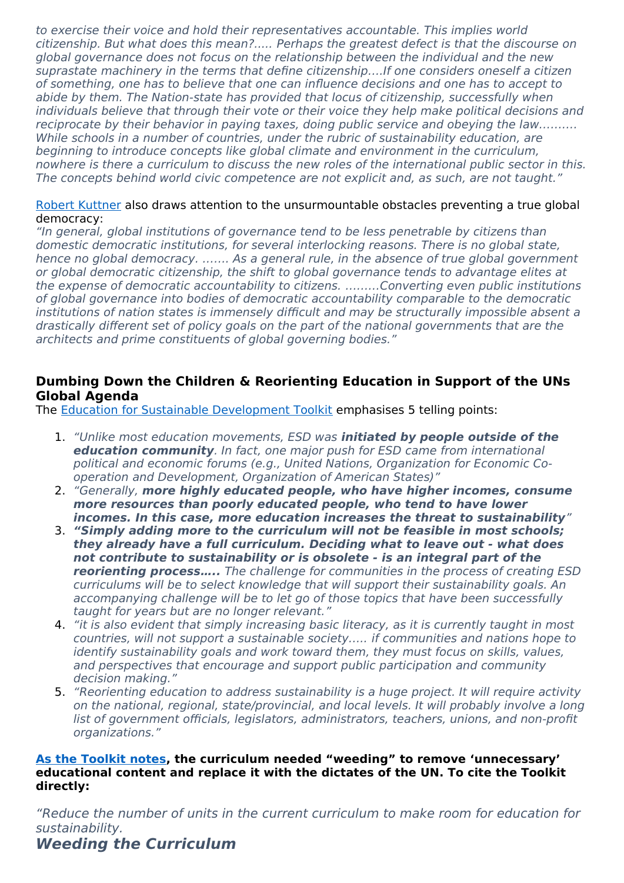*to exercise their voice and hold their representatives accountable. This implies world citizenship. But what does this mean?..... Perhaps the greatest defect is that the discourse on global governance does not focus on the relationship between the individual and the new suprastate machinery in the terms that define citizenship....If one considers oneself a citizen of something, one has to believe that one can influence decisions and one has to accept to abide by them. The Nation-state has provided that locus of citizenship, successfully when individuals believe that through their vote or their voice they help make political decisions and reciprocate by their behavior in paying taxes, doing public service and obeying the law.......... While schools in a number of countries, under the rubric of sustainability education, are beginning to introduce concepts like global climate and environment in the curriculum, nowhere is there a curriculum to discuss the new roles of the international public sector in this. The concepts behind world civic competence are not explicit and, as such, are not taught."*

Robert Kuttner also draws attention to the unsurmountable obstacles preventing a true global democracy:

*"In general, global institutions of governance tend to be less penetrable by citizens than domestic democratic institutions, for several interlocking reasons. There is no global state, hence no global democracy. ....... As a general rule, in the absence of true global government or global democratic citizenship, the shift to global governance tends to advantage elites at the expense of democratic accountability to citizens. .........Converting even public institutions of global governance into bodies of democratic accountability comparable to the democratic institutions of nation states is immensely difficult and may be structurally impossible absent a drastically different set of policy goals on the part of the national governments that are the architects and prime constituents of global governing bodies."*

### Dumbing Down the Children & Reorienting Education in Support of the UNs Global Agenda

The Education for Sustainable Development Toolkit emphasises 5 telling points:

1. *"Unlike most education movements, ESD was* ***initiated by people outside of the education community****. In fact, one major push for ESD came from international political and economic forums (e.g., United Nations, Organization for Economic Co-operation and Development, Organization of American States)"*
2. *"Generally,* ***more highly educated people, who have higher incomes, consume more resources than poorly educated people, who tend to have lower incomes. In this case, more education increases the threat to sustainability****"*
3. ***"Simply adding more to the curriculum will not be feasible in most schools; they already have a full curriculum. Deciding what to leave out - what does not contribute to sustainability or is obsolete - is an integral part of the reorienting process.....*** *The challenge for communities in the process of creating ESD curriculums will be to select knowledge that will support their sustainability goals. An accompanying challenge will be to let go of those topics that have been successfully taught for years but are no longer relevant."*
4. *"it is also evident that simply increasing basic literacy, as it is currently taught in most countries, will not support a sustainable society..... if communities and nations hope to identify sustainability goals and work toward them, they must focus on skills, values, and perspectives that encourage and support public participation and community decision making."*
5. *"Reorienting education to address sustainability is a huge project. It will require activity on the national, regional, state/provincial, and local levels. It will probably involve a long list of government officials, legislators, administrators, teachers, unions, and non-profit organizations."*

**As the Toolkit notes, the curriculum needed "weeding" to remove 'unnecessary' educational content and replace it with the dictates of the UN. To cite the Toolkit directly:**

*"Reduce the number of units in the current curriculum to make room for education for sustainability.*

***Weeding the Curriculum***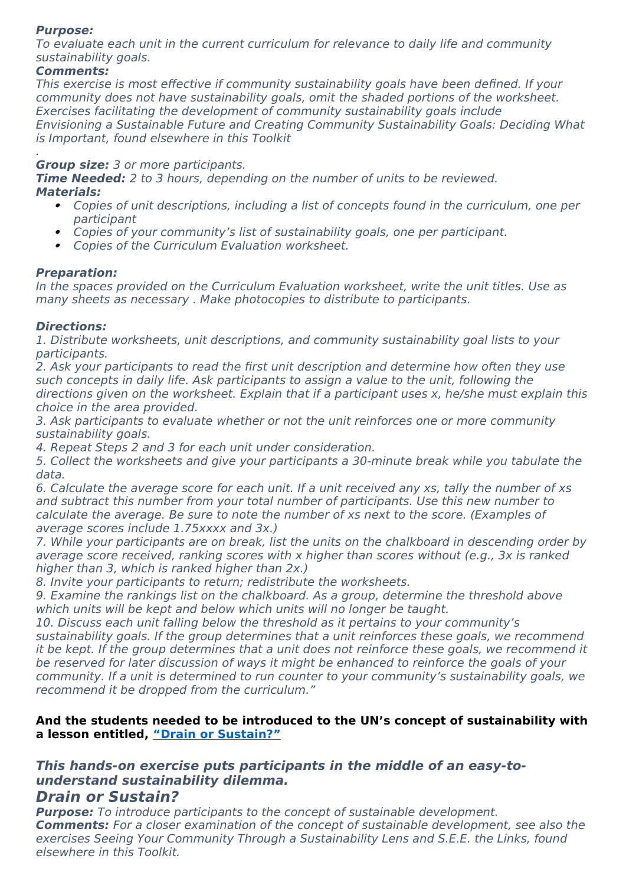***Purpose:***
*To evaluate each unit in the current curriculum for relevance to daily life and community sustainability goals.*
***Comments:***
*This exercise is most effective if community sustainability goals have been defined. If your community does not have sustainability goals, omit the shaded portions of the worksheet. Exercises facilitating the development of community sustainability goals include Envisioning a Sustainable Future and Creating Community Sustainability Goals: Deciding What is Important, found elsewhere in this Toolkit*

*.*
***Group size:*** *3 or more participants.*
***Time Needed:*** *2 to 3 hours, depending on the number of units to be reviewed.*
***Materials:***

- *Copies of unit descriptions, including a list of concepts found in the curriculum, one per participant*
- *Copies of your community's list of sustainability goals, one per participant.*
- *Copies of the Curriculum Evaluation worksheet.*

***Preparation:***
*In the spaces provided on the Curriculum Evaluation worksheet, write the unit titles. Use as many sheets as necessary . Make photocopies to distribute to participants.*

***Directions:***
*1. Distribute worksheets, unit descriptions, and community sustainability goal lists to your participants.*
*2. Ask your participants to read the first unit description and determine how often they use such concepts in daily life. Ask participants to assign a value to the unit, following the directions given on the worksheet. Explain that if a participant uses x, he/she must explain this choice in the area provided.*
*3. Ask participants to evaluate whether or not the unit reinforces one or more community sustainability goals.*
*4. Repeat Steps 2 and 3 for each unit under consideration.*
*5. Collect the worksheets and give your participants a 30-minute break while you tabulate the data.*
*6. Calculate the average score for each unit. If a unit received any xs, tally the number of xs and subtract this number from your total number of participants. Use this new number to calculate the average. Be sure to note the number of xs next to the score. (Examples of average scores include 1.75xxxx and 3x.)*
*7. While your participants are on break, list the units on the chalkboard in descending order by average score received, ranking scores with x higher than scores without (e.g., 3x is ranked higher than 3, which is ranked higher than 2x.)*
*8. Invite your participants to return; redistribute the worksheets.*
*9. Examine the rankings list on the chalkboard. As a group, determine the threshold above which units will be kept and below which units will no longer be taught.*
*10. Discuss each unit falling below the threshold as it pertains to your community's sustainability goals. If the group determines that a unit reinforces these goals, we recommend it be kept. If the group determines that a unit does not reinforce these goals, we recommend it be reserved for later discussion of ways it might be enhanced to reinforce the goals of your community. If a unit is determined to run counter to your community's sustainability goals, we recommend it be dropped from the curriculum."*

**And the students needed to be introduced to the UN's concept of sustainability with a lesson entitled, "Drain or Sustain?"**

### ***This hands-on exercise puts participants in the middle of an easy-to-understand sustainability dilemma.***

## ***Drain or Sustain?***

***Purpose:*** *To introduce participants to the concept of sustainable development.*
***Comments:*** *For a closer examination of the concept of sustainable development, see also the exercises Seeing Your Community Through a Sustainability Lens and S.E.E. the Links, found elsewhere in this Toolkit.*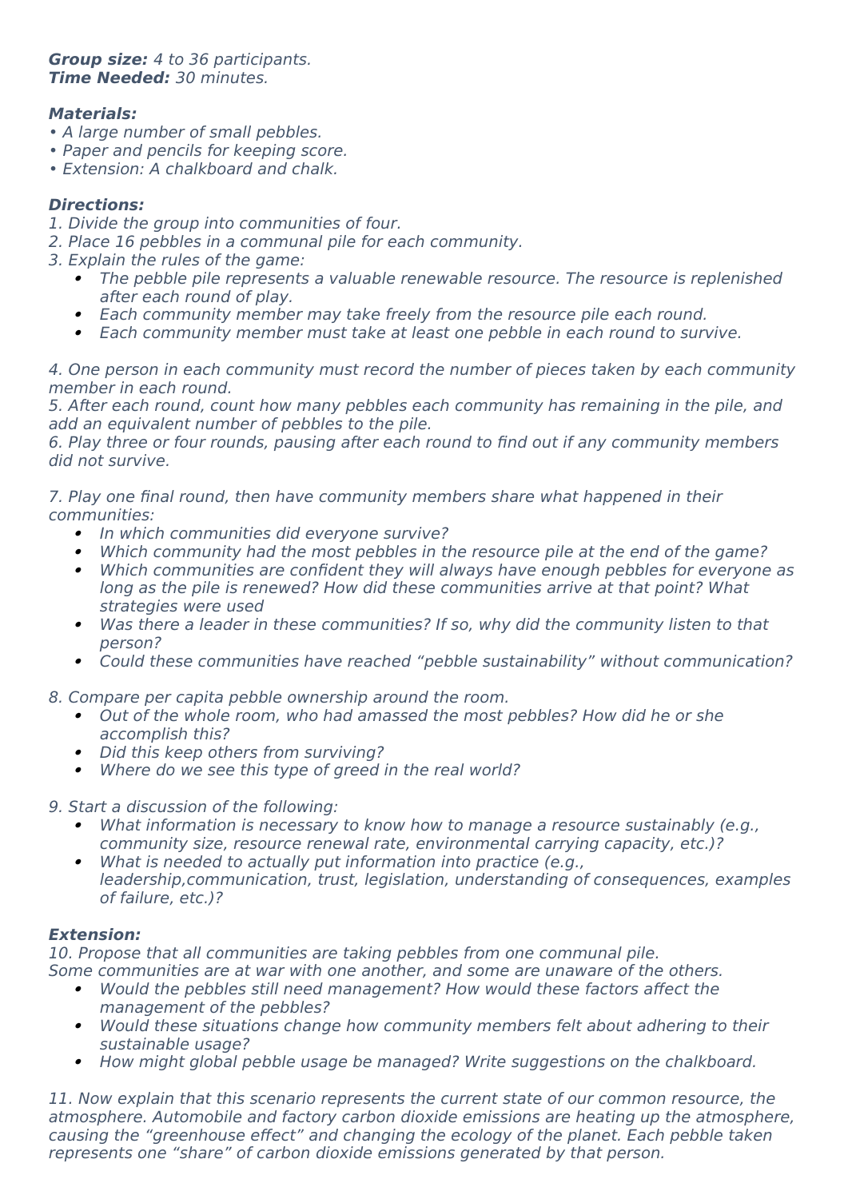***Group size:*** *4 to 36 participants.*
***Time Needed:*** *30 minutes.*

***Materials:***

- *A large number of small pebbles.*
- *Paper and pencils for keeping score.*
- *Extension: A chalkboard and chalk.*

***Directions:***

*1. Divide the group into communities of four.*
*2. Place 16 pebbles in a communal pile for each community.*
*3. Explain the rules of the game:*

- *The pebble pile represents a valuable renewable resource. The resource is replenished after each round of play.*
- *Each community member may take freely from the resource pile each round.*
- *Each community member must take at least one pebble in each round to survive.*

*4. One person in each community must record the number of pieces taken by each community member in each round.*
*5. After each round, count how many pebbles each community has remaining in the pile, and add an equivalent number of pebbles to the pile.*
*6. Play three or four rounds, pausing after each round to find out if any community members did not survive.*

*7. Play one final round, then have community members share what happened in their communities:*

- *In which communities did everyone survive?*
- *Which community had the most pebbles in the resource pile at the end of the game?*
- *Which communities are confident they will always have enough pebbles for everyone as long as the pile is renewed? How did these communities arrive at that point? What strategies were used*
- *Was there a leader in these communities? If so, why did the community listen to that person?*
- *Could these communities have reached "pebble sustainability" without communication?*

*8. Compare per capita pebble ownership around the room.*

- *Out of the whole room, who had amassed the most pebbles? How did he or she accomplish this?*
- *Did this keep others from surviving?*
- *Where do we see this type of greed in the real world?*

*9. Start a discussion of the following:*

- *What information is necessary to know how to manage a resource sustainably (e.g., community size, resource renewal rate, environmental carrying capacity, etc.)?*
- *What is needed to actually put information into practice (e.g., leadership,communication, trust, legislation, understanding of consequences, examples of failure, etc.)?*

***Extension:***

*10. Propose that all communities are taking pebbles from one communal pile. Some communities are at war with one another, and some are unaware of the others.*

- *Would the pebbles still need management? How would these factors affect the management of the pebbles?*
- *Would these situations change how community members felt about adhering to their sustainable usage?*
- *How might global pebble usage be managed? Write suggestions on the chalkboard.*

*11. Now explain that this scenario represents the current state of our common resource, the atmosphere. Automobile and factory carbon dioxide emissions are heating up the atmosphere, causing the "greenhouse effect" and changing the ecology of the planet. Each pebble taken represents one "share" of carbon dioxide emissions generated by that person.*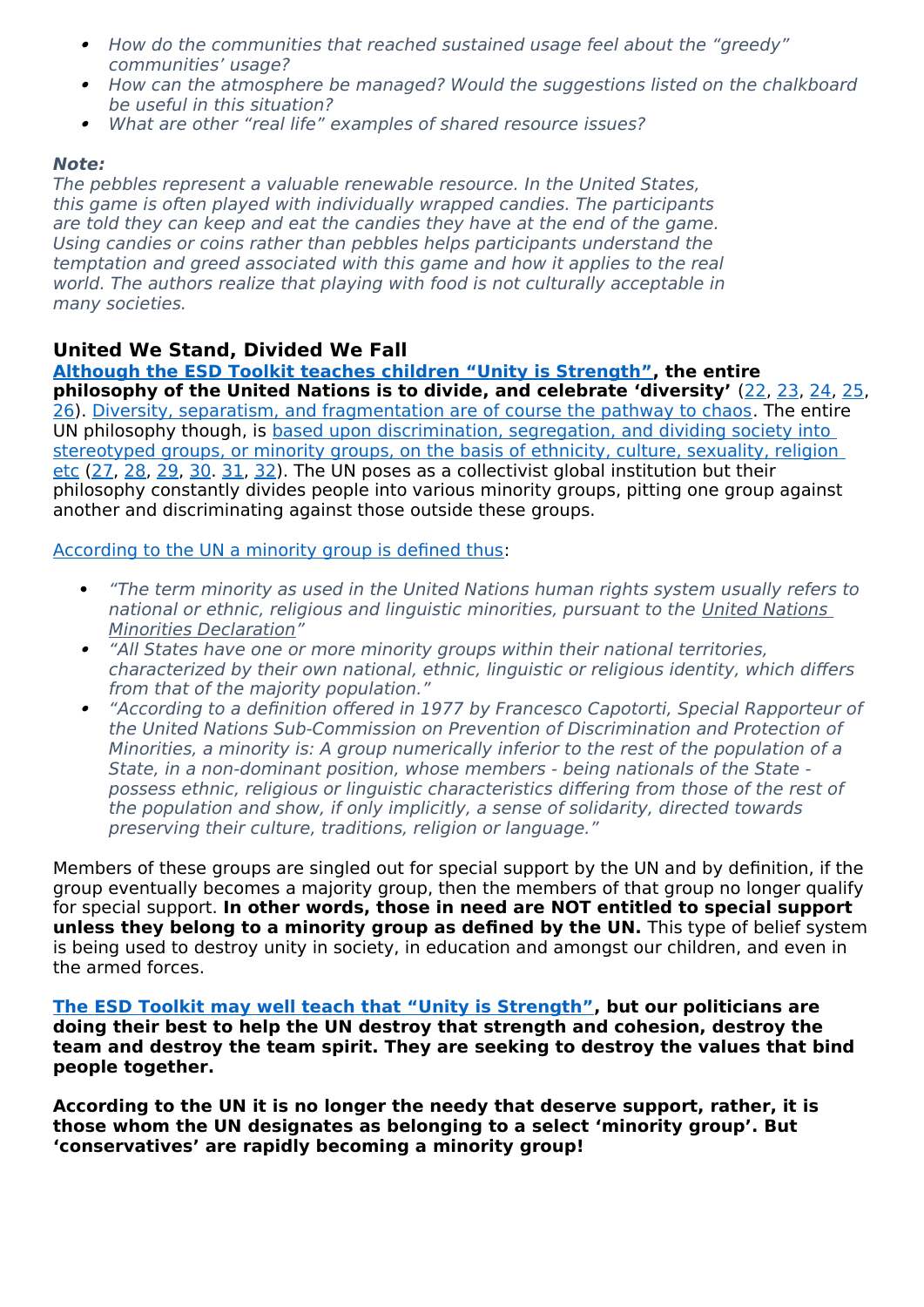- *How do the communities that reached sustained usage feel about the "greedy" communities' usage?*
- *How can the atmosphere be managed? Would the suggestions listed on the chalkboard be useful in this situation?*
- *What are other "real life" examples of shared resource issues?*

***Note:***
*The pebbles represent a valuable renewable resource. In the United States, this game is often played with individually wrapped candies. The participants are told they can keep and eat the candies they have at the end of the game. Using candies or coins rather than pebbles helps participants understand the temptation and greed associated with this game and how it applies to the real world. The authors realize that playing with food is not culturally acceptable in many societies.*

### United We Stand, Divided We Fall

**Although the ESD Toolkit teaches children "Unity is Strength", the entire philosophy of the United Nations is to divide, and celebrate 'diversity'** (22, 23, 24, 25, 26). Diversity, separatism, and fragmentation are of course the pathway to chaos. The entire UN philosophy though, is based upon discrimination, segregation, and dividing society into stereotyped groups, or minority groups, on the basis of ethnicity, culture, sexuality, religion etc (27, 28, 29, 30. 31, 32). The UN poses as a collectivist global institution but their philosophy constantly divides people into various minority groups, pitting one group against another and discriminating against those outside these groups.

According to the UN a minority group is defined thus:

- *"The term minority as used in the United Nations human rights system usually refers to national or ethnic, religious and linguistic minorities, pursuant to the United Nations Minorities Declaration"*
- *"All States have one or more minority groups within their national territories, characterized by their own national, ethnic, linguistic or religious identity, which differs from that of the majority population."*
- *"According to a definition offered in 1977 by Francesco Capotorti, Special Rapporteur of the United Nations Sub-Commission on Prevention of Discrimination and Protection of Minorities, a minority is: A group numerically inferior to the rest of the population of a State, in a non-dominant position, whose members - being nationals of the State - possess ethnic, religious or linguistic characteristics differing from those of the rest of the population and show, if only implicitly, a sense of solidarity, directed towards preserving their culture, traditions, religion or language."*

Members of these groups are singled out for special support by the UN and by definition, if the group eventually becomes a majority group, then the members of that group no longer qualify for special support. **In other words, those in need are NOT entitled to special support unless they belong to a minority group as defined by the UN.** This type of belief system is being used to destroy unity in society, in education and amongst our children, and even in the armed forces.

**The ESD Toolkit may well teach that "Unity is Strength", but our politicians are doing their best to help the UN destroy that strength and cohesion, destroy the team and destroy the team spirit. They are seeking to destroy the values that bind people together.**

**According to the UN it is no longer the needy that deserve support, rather, it is those whom the UN designates as belonging to a select 'minority group'. But 'conservatives' are rapidly becoming a minority group!**